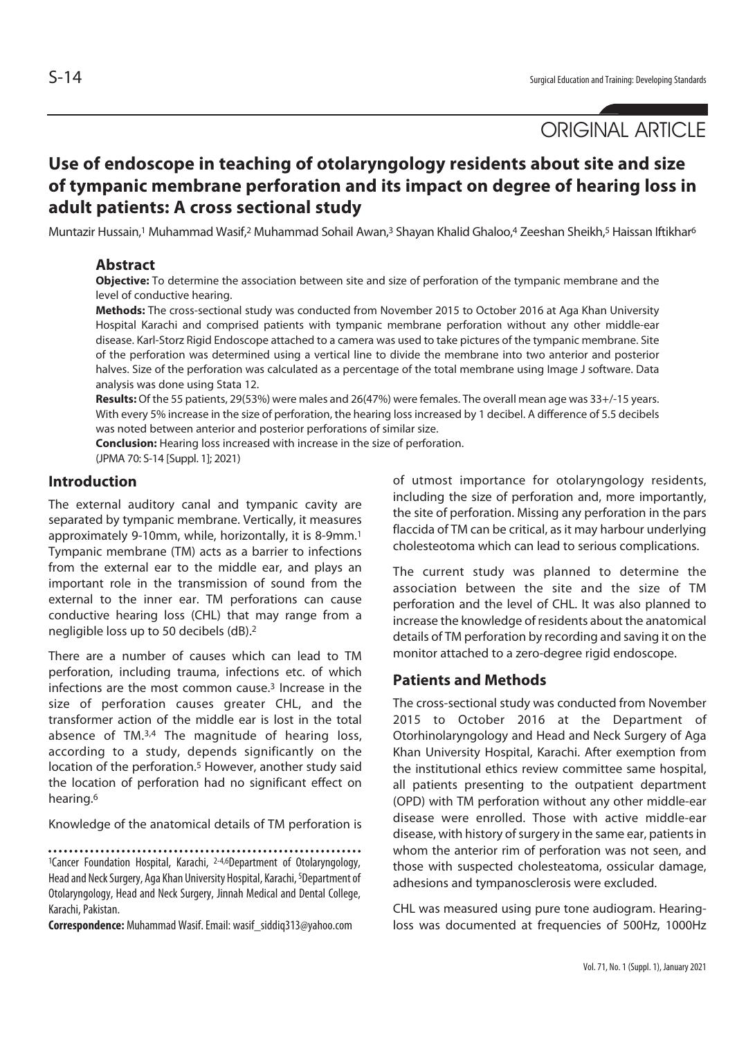ORIGINAL ARTICLE

# Use of endoscope in teaching of otolaryngology residents about site and size of tympanic membrane perforation and its impact on degree of hearing loss in adult patients: A cross sectional study

Muntazir Hussain,[1] Muhammad Wasif,[2] Muhammad Sohail Awan,[3] Shayan Khalid Ghaloo,[4] Zeeshan Sheikh,[5] Haissan Iftikhar[6]

## Abstract

**Objective:** To determine the association between site and size of perforation of the tympanic membrane and the level of conductive hearing.

**Methods:** The cross-sectional study was conducted from November 2015 to October 2016 at Aga Khan University Hospital Karachi and comprised patients with tympanic membrane perforation without any other middle-ear disease. Karl-Storz Rigid Endoscope attached to a camera was used to take pictures of the tympanic membrane. Site of the perforation was determined using a vertical line to divide the membrane into two anterior and posterior halves. Size of the perforation was calculated as a percentage of the total membrane using Image J software. Data analysis was done using Stata 12.

**Results:** Of the 55 patients, 29(53%) were males and 26(47%) were females. The overall mean age was 33+/-15 years. With every 5% increase in the size of perforation, the hearing loss increased by 1 decibel. A difference of 5.5 decibels was noted between anterior and posterior perforations of similar size.

**Conclusion:** Hearing loss increased with increase in the size of perforation.

(JPMA 70: S-14 [Suppl. 1]; 2021)

## Introduction

The external auditory canal and tympanic cavity are separated by tympanic membrane. Vertically, it measures approximately 9-10mm, while, horizontally, it is 8-9mm.[1] Tympanic membrane (TM) acts as a barrier to infections from the external ear to the middle ear, and plays an important role in the transmission of sound from the external to the inner ear. TM perforations can cause conductive hearing loss (CHL) that may range from a negligible loss up to 50 decibels (dB).[2]

There are a number of causes which can lead to TM perforation, including trauma, infections etc. of which infections are the most common cause.[3] Increase in the size of perforation causes greater CHL, and the transformer action of the middle ear is lost in the total absence of TM.[3,4] The magnitude of hearing loss, according to a study, depends significantly on the location of the perforation.[5] However, another study said the location of perforation had no significant effect on hearing.[6]

Knowledge of the anatomical details of TM perforation is of utmost importance for otolaryngology residents, including the size of perforation and, more importantly, the site of perforation. Missing any perforation in the pars flaccida of TM can be critical, as it may harbour underlying cholesteotoma which can lead to serious complications.

The current study was planned to determine the association between the site and the size of TM perforation and the level of CHL. It was also planned to increase the knowledge of residents about the anatomical details of TM perforation by recording and saving it on the monitor attached to a zero-degree rigid endoscope.

## Patients and Methods

The cross-sectional study was conducted from November 2015 to October 2016 at the Department of Otorhinolaryngology and Head and Neck Surgery of Aga Khan University Hospital, Karachi. After exemption from the institutional ethics review committee same hospital, all patients presenting to the outpatient department (OPD) with TM perforation without any other middle-ear disease were enrolled. Those with active middle-ear disease, with history of surgery in the same ear, patients in whom the anterior rim of perforation was not seen, and those with suspected cholesteatoma, ossicular damage, adhesions and tympanosclerosis were excluded.

CHL was measured using pure tone audiogram. Hearing-loss was documented at frequencies of 500Hz, 1000Hz

---

[1]Cancer Foundation Hospital, Karachi, [2-4,6]Department of Otolaryngology, Head and Neck Surgery, Aga Khan University Hospital, Karachi, [5]Department of Otolaryngology, Head and Neck Surgery, Jinnah Medical and Dental College, Karachi, Pakistan.

**Correspondence:** Muhammad Wasif. Email: wasif_siddiq313@yahoo.com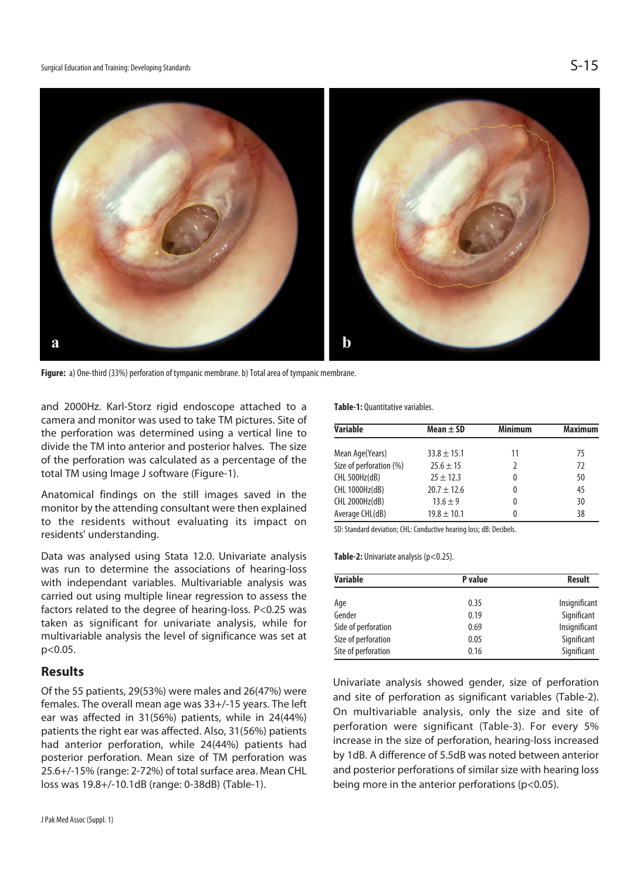**Figure:** a) One-third (33%) perforation of tympanic membrane. b) Total area of tympanic membrane.

and 2000Hz. Karl-Storz rigid endoscope attached to a camera and monitor was used to take TM pictures. Site of the perforation was determined using a vertical line to divide the TM into anterior and posterior halves. The size of the perforation was calculated as a percentage of the total TM using Image J software (Figure-1).

Anatomical findings on the still images saved in the monitor by the attending consultant were then explained to the residents without evaluating its impact on residents' understanding.

Data was analysed using Stata 12.0. Univariate analysis was run to determine the associations of hearing-loss with independant variables. Multivariable analysis was carried out using multiple linear regression to assess the factors related to the degree of hearing-loss. P<0.25 was taken as significant for univariate analysis, while for multivariable analysis the level of significance was set at p<0.05.

## Results

Of the 55 patients, 29(53%) were males and 26(47%) were females. The overall mean age was 33+/-15 years. The left ear was affected in 31(56%) patients, while in 24(44%) patients the right ear was affected. Also, 31(56%) patients had anterior perforation, while 24(44%) patients had posterior perforation. Mean size of TM perforation was 25.6+/-15% (range: 2-72%) of total surface area. Mean CHL loss was 19.8+/-10.1dB (range: 0-38dB) (Table-1).

**Table-1:** Quantitative variables.

| Variable | Mean ± SD | Minimum | Maximum |
|---|---|---|---|
| Mean Age(Years) | 33.8 ± 15.1 | 11 | 75 |
| Size of perforation (%) | 25.6 ± 15 | 2 | 72 |
| CHL 500Hz(dB) | 25 ± 12.3 | 0 | 50 |
| CHL 1000Hz(dB) | 20.7 ± 12.6 | 0 | 45 |
| CHL 2000Hz(dB) | 13.6 ± 9 | 0 | 30 |
| Average CHL(dB) | 19.8 ± 10.1 | 0 | 38 |

SD: Standard deviation; CHL: Conductive hearing loss; dB: Decibels.

**Table-2:** Univariate analysis (p<0.25).

| Variable | P value | Result |
|---|---|---|
| Age | 0.35 | Insignificant |
| Gender | 0.19 | Significant |
| Side of perforation | 0.69 | Insignificant |
| Size of perforation | 0.05 | Significant |
| Site of perforation | 0.16 | Significant |

Univariate analysis showed gender, size of perforation and site of perforation as significant variables (Table-2). On multivariable analysis, only the size and site of perforation were significant (Table-3). For every 5% increase in the size of perforation, hearing-loss increased by 1dB. A difference of 5.5dB was noted between anterior and posterior perforations of similar size with hearing loss being more in the anterior perforations (p<0.05).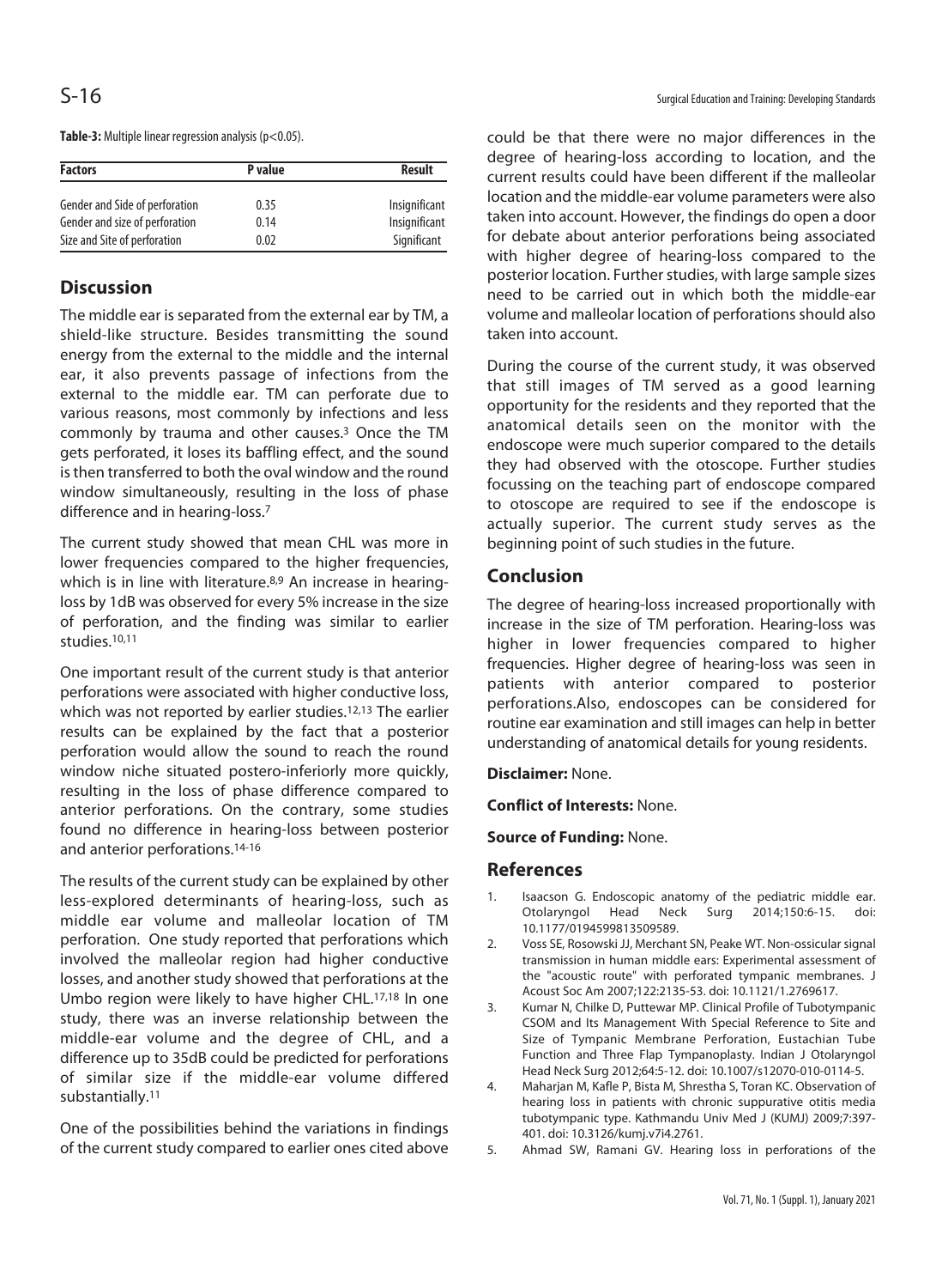**Table-3:** Multiple linear regression analysis ($p<0.05$).

| Factors | P value | Result |
|---|---|---|
| Gender and Side of perforation | 0.35 | Insignificant |
| Gender and size of perforation | 0.14 | Insignificant |
| Size and Site of perforation | 0.02 | Significant |

## Discussion

The middle ear is separated from the external ear by TM, a shield-like structure. Besides transmitting the sound energy from the external to the middle and the internal ear, it also prevents passage of infections from the external to the middle ear. TM can perforate due to various reasons, most commonly by infections and less commonly by trauma and other causes.[3] Once the TM gets perforated, it loses its baffling effect, and the sound is then transferred to both the oval window and the round window simultaneously, resulting in the loss of phase difference and in hearing-loss.[7]

The current study showed that mean CHL was more in lower frequencies compared to the higher frequencies, which is in line with literature.[8,9] An increase in hearing-loss by 1dB was observed for every 5% increase in the size of perforation, and the finding was similar to earlier studies.[10,11]

One important result of the current study is that anterior perforations were associated with higher conductive loss, which was not reported by earlier studies.[12,13] The earlier results can be explained by the fact that a posterior perforation would allow the sound to reach the round window niche situated postero-inferiorly more quickly, resulting in the loss of phase difference compared to anterior perforations. On the contrary, some studies found no difference in hearing-loss between posterior and anterior perforations.[14-16]

The results of the current study can be explained by other less-explored determinants of hearing-loss, such as middle ear volume and malleolar location of TM perforation. One study reported that perforations which involved the malleolar region had higher conductive losses, and another study showed that perforations at the Umbo region were likely to have higher CHL.[17,18] In one study, there was an inverse relationship between the middle-ear volume and the degree of CHL, and a difference up to 35dB could be predicted for perforations of similar size if the middle-ear volume differed substantially.[11]

One of the possibilities behind the variations in findings of the current study compared to earlier ones cited above could be that there were no major differences in the degree of hearing-loss according to location, and the current results could have been different if the malleolar location and the middle-ear volume parameters were also taken into account. However, the findings do open a door for debate about anterior perforations being associated with higher degree of hearing-loss compared to the posterior location. Further studies, with large sample sizes need to be carried out in which both the middle-ear volume and malleolar location of perforations should also taken into account.

During the course of the current study, it was observed that still images of TM served as a good learning opportunity for the residents and they reported that the anatomical details seen on the monitor with the endoscope were much superior compared to the details they had observed with the otoscope. Further studies focussing on the teaching part of endoscope compared to otoscope are required to see if the endoscope is actually superior. The current study serves as the beginning point of such studies in the future.

## Conclusion

The degree of hearing-loss increased proportionally with increase in the size of TM perforation. Hearing-loss was higher in lower frequencies compared to higher frequencies. Higher degree of hearing-loss was seen in patients with anterior compared to posterior perforations.Also, endoscopes can be considered for routine ear examination and still images can help in better understanding of anatomical details for young residents.

**Disclaimer:** None.

**Conflict of Interests:** None.

**Source of Funding:** None.

## References

1. Isaacson G. Endoscopic anatomy of the pediatric middle ear. Otolaryngol Head Neck Surg 2014;150:6-15. doi: 10.1177/0194599813509589.
2. Voss SE, Rosowski JJ, Merchant SN, Peake WT. Non-ossicular signal transmission in human middle ears: Experimental assessment of the "acoustic route" with perforated tympanic membranes. J Acoust Soc Am 2007;122:2135-53. doi: 10.1121/1.2769617.
3. Kumar N, Chilke D, Puttewar MP. Clinical Profile of Tubotympanic CSOM and Its Management With Special Reference to Site and Size of Tympanic Membrane Perforation, Eustachian Tube Function and Three Flap Tympanoplasty. Indian J Otolaryngol Head Neck Surg 2012;64:5-12. doi: 10.1007/s12070-010-0114-5.
4. Maharjan M, Kafle P, Bista M, Shrestha S, Toran KC. Observation of hearing loss in patients with chronic suppurative otitis media tubotympanic type. Kathmandu Univ Med J (KUMJ) 2009;7:397-401. doi: 10.3126/kumj.v7i4.2761.
5. Ahmad SW, Ramani GV. Hearing loss in perforations of the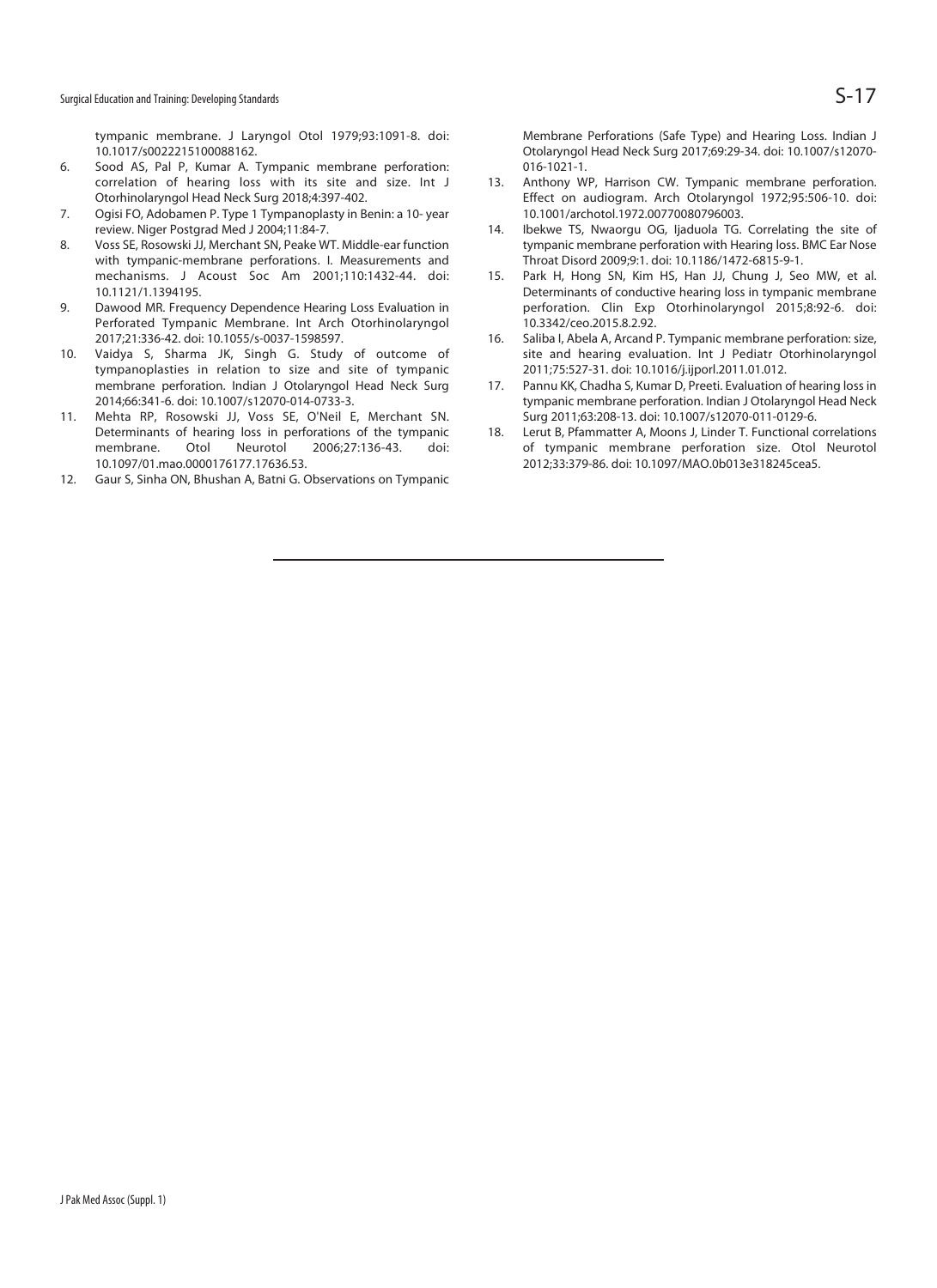tympanic membrane. J Laryngol Otol 1979;93:1091-8. doi: 10.1017/s0022215100088162.

6. Sood AS, Pal P, Kumar A. Tympanic membrane perforation: correlation of hearing loss with its site and size. Int J Otorhinolaryngol Head Neck Surg 2018;4:397-402.
7. Ogisi FO, Adobamen P. Type 1 Tympanoplasty in Benin: a 10- year review. Niger Postgrad Med J 2004;11:84-7.
8. Voss SE, Rosowski JJ, Merchant SN, Peake WT. Middle-ear function with tympanic-membrane perforations. I. Measurements and mechanisms. J Acoust Soc Am 2001;110:1432-44. doi: 10.1121/1.1394195.
9. Dawood MR. Frequency Dependence Hearing Loss Evaluation in Perforated Tympanic Membrane. Int Arch Otorhinolaryngol 2017;21:336-42. doi: 10.1055/s-0037-1598597.
10. Vaidya S, Sharma JK, Singh G. Study of outcome of tympanoplasties in relation to size and site of tympanic membrane perforation. Indian J Otolaryngol Head Neck Surg 2014;66:341-6. doi: 10.1007/s12070-014-0733-3.
11. Mehta RP, Rosowski JJ, Voss SE, O'Neil E, Merchant SN. Determinants of hearing loss in perforations of the tympanic membrane. Otol Neurotol 2006;27:136-43. doi: 10.1097/01.mao.0000176177.17636.53.
12. Gaur S, Sinha ON, Bhushan A, Batni G. Observations on Tympanic Membrane Perforations (Safe Type) and Hearing Loss. Indian J Otolaryngol Head Neck Surg 2017;69:29-34. doi: 10.1007/s12070-016-1021-1.
13. Anthony WP, Harrison CW. Tympanic membrane perforation. Effect on audiogram. Arch Otolaryngol 1972;95:506-10. doi: 10.1001/archotol.1972.00770080796003.
14. Ibekwe TS, Nwaorgu OG, Ijaduola TG. Correlating the site of tympanic membrane perforation with Hearing loss. BMC Ear Nose Throat Disord 2009;9:1. doi: 10.1186/1472-6815-9-1.
15. Park H, Hong SN, Kim HS, Han JJ, Chung J, Seo MW, et al. Determinants of conductive hearing loss in tympanic membrane perforation. Clin Exp Otorhinolaryngol 2015;8:92-6. doi: 10.3342/ceo.2015.8.2.92.
16. Saliba I, Abela A, Arcand P. Tympanic membrane perforation: size, site and hearing evaluation. Int J Pediatr Otorhinolaryngol 2011;75:527-31. doi: 10.1016/j.ijporl.2011.01.012.
17. Pannu KK, Chadha S, Kumar D, Preeti. Evaluation of hearing loss in tympanic membrane perforation. Indian J Otolaryngol Head Neck Surg 2011;63:208-13. doi: 10.1007/s12070-011-0129-6.
18. Lerut B, Pfammatter A, Moons J, Linder T. Functional correlations of tympanic membrane perforation size. Otol Neurotol 2012;33:379-86. doi: 10.1097/MAO.0b013e318245cea5.